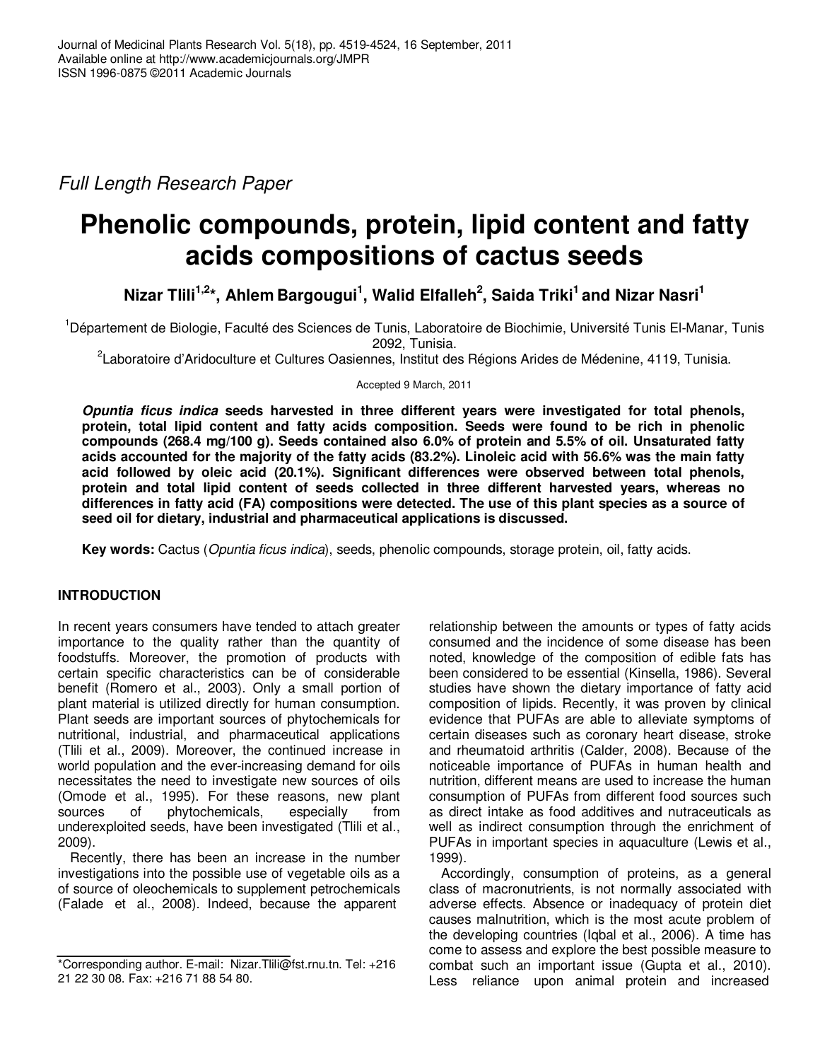*Full Length Research Paper*

# Phenolic compounds, protein, lipid content and fatty acids compositions of cactus seeds

**Nizar Tlili[1,2]*, Ahlem Bargougui[1], Walid Elfalleh[2], Saida Triki[1] and Nizar Nasri[1]**

[1]Département de Biologie, Faculté des Sciences de Tunis, Laboratoire de Biochimie, Université Tunis El-Manar, Tunis 2092, Tunisia.

[2]Laboratoire d'Aridoculture et Cultures Oasiennes, Institut des Régions Arides de Médenine, 4119, Tunisia.

Accepted 9 March, 2011

***Opuntia ficus indica* seeds harvested in three different years were investigated for total phenols, protein, total lipid content and fatty acids composition. Seeds were found to be rich in phenolic compounds (268.4 mg/100 g). Seeds contained also 6.0% of protein and 5.5% of oil. Unsaturated fatty acids accounted for the majority of the fatty acids (83.2%). Linoleic acid with 56.6% was the main fatty acid followed by oleic acid (20.1%). Significant differences were observed between total phenols, protein and total lipid content of seeds collected in three different harvested years, whereas no differences in fatty acid (FA) compositions were detected. The use of this plant species as a source of seed oil for dietary, industrial and pharmaceutical applications is discussed.**

**Key words:** Cactus (*Opuntia ficus indica*), seeds, phenolic compounds, storage protein, oil, fatty acids.

## INTRODUCTION

In recent years consumers have tended to attach greater importance to the quality rather than the quantity of foodstuffs. Moreover, the promotion of products with certain specific characteristics can be of considerable benefit (Romero et al., 2003). Only a small portion of plant material is utilized directly for human consumption. Plant seeds are important sources of phytochemicals for nutritional, industrial, and pharmaceutical applications (Tlili et al., 2009). Moreover, the continued increase in world population and the ever-increasing demand for oils necessitates the need to investigate new sources of oils (Omode et al., 1995). For these reasons, new plant sources of phytochemicals, especially from underexploited seeds, have been investigated (Tlili et al., 2009).

Recently, there has been an increase in the number investigations into the possible use of vegetable oils as a of source of oleochemicals to supplement petrochemicals (Falade et al., 2008). Indeed, because the apparent relationship between the amounts or types of fatty acids consumed and the incidence of some disease has been noted, knowledge of the composition of edible fats has been considered to be essential (Kinsella, 1986). Several studies have shown the dietary importance of fatty acid composition of lipids. Recently, it was proven by clinical evidence that PUFAs are able to alleviate symptoms of certain diseases such as coronary heart disease, stroke and rheumatoid arthritis (Calder, 2008). Because of the noticeable importance of PUFAs in human health and nutrition, different means are used to increase the human consumption of PUFAs from different food sources such as direct intake as food additives and nutraceuticals as well as indirect consumption through the enrichment of PUFAs in important species in aquaculture (Lewis et al., 1999).

Accordingly, consumption of proteins, as a general class of macronutrients, is not normally associated with adverse effects. Absence or inadequacy of protein diet causes malnutrition, which is the most acute problem of the developing countries (Iqbal et al., 2006). A time has come to assess and explore the best possible measure to combat such an important issue (Gupta et al., 2010). Less reliance upon animal protein and increased

*Corresponding author. E-mail: Nizar.Tlili@fst.rnu.tn. Tel: +216 21 22 30 08. Fax: +216 71 88 54 80.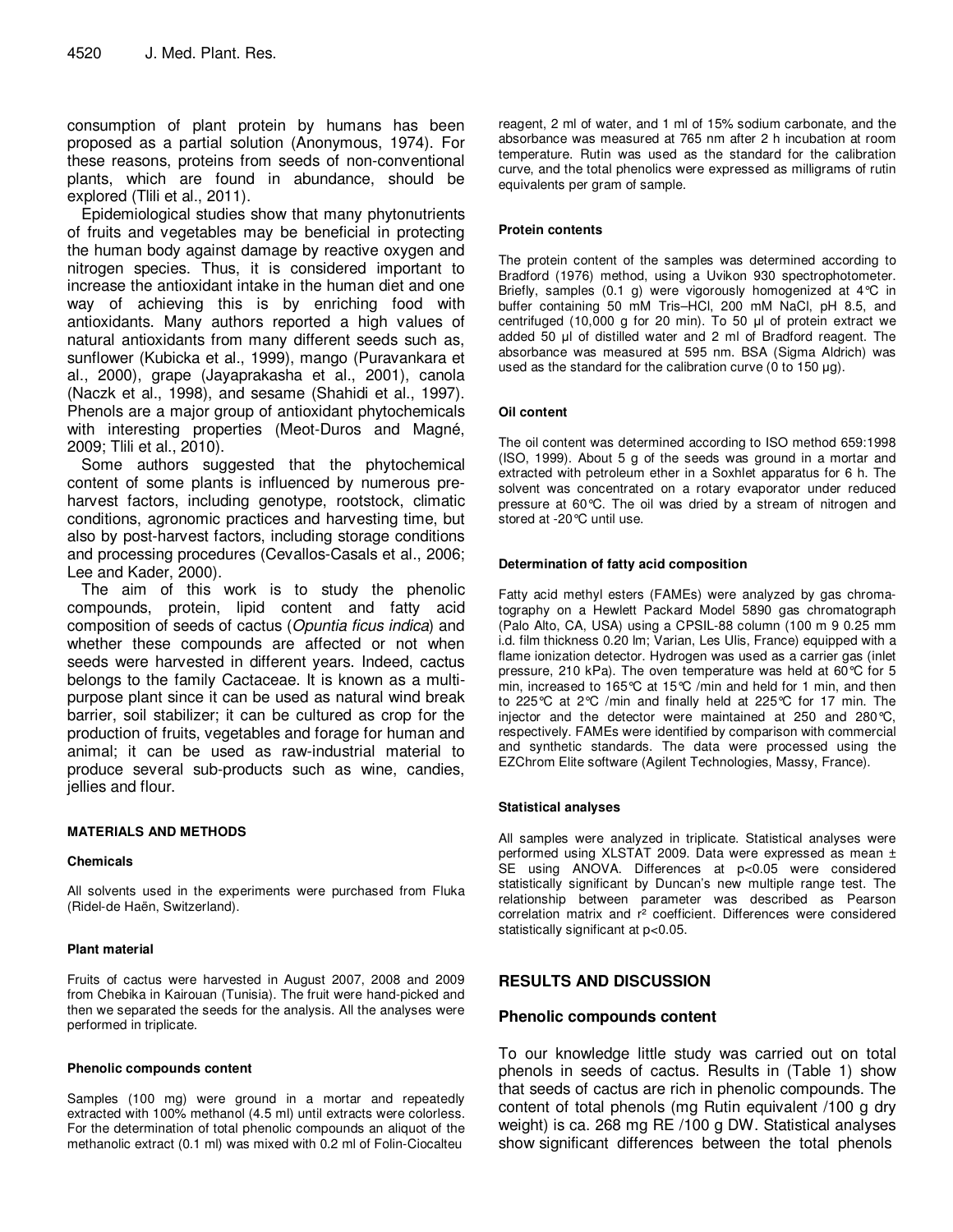consumption of plant protein by humans has been proposed as a partial solution (Anonymous, 1974). For these reasons, proteins from seeds of non-conventional plants, which are found in abundance, should be explored (Tlili et al., 2011).

Epidemiological studies show that many phytonutrients of fruits and vegetables may be beneficial in protecting the human body against damage by reactive oxygen and nitrogen species. Thus, it is considered important to increase the antioxidant intake in the human diet and one way of achieving this is by enriching food with antioxidants. Many authors reported a high values of natural antioxidants from many different seeds such as, sunflower (Kubicka et al., 1999), mango (Puravankara et al., 2000), grape (Jayaprakasha et al., 2001), canola (Naczk et al., 1998), and sesame (Shahidi et al., 1997). Phenols are a major group of antioxidant phytochemicals with interesting properties (Meot-Duros and Magné, 2009; Tlili et al., 2010).

Some authors suggested that the phytochemical content of some plants is influenced by numerous pre-harvest factors, including genotype, rootstock, climatic conditions, agronomic practices and harvesting time, but also by post-harvest factors, including storage conditions and processing procedures (Cevallos-Casals et al., 2006; Lee and Kader, 2000).

The aim of this work is to study the phenolic compounds, protein, lipid content and fatty acid composition of seeds of cactus (*Opuntia ficus indica*) and whether these compounds are affected or not when seeds were harvested in different years. Indeed, cactus belongs to the family Cactaceae. It is known as a multi-purpose plant since it can be used as natural wind break barrier, soil stabilizer; it can be cultured as crop for the production of fruits, vegetables and forage for human and animal; it can be used as raw-industrial material to produce several sub-products such as wine, candies, jellies and flour.

## MATERIALS AND METHODS

### Chemicals

All solvents used in the experiments were purchased from Fluka (Ridel-de Haën, Switzerland).

### Plant material

Fruits of cactus were harvested in August 2007, 2008 and 2009 from Chebika in Kairouan (Tunisia). The fruit were hand-picked and then we separated the seeds for the analysis. All the analyses were performed in triplicate.

### Phenolic compounds content

Samples (100 mg) were ground in a mortar and repeatedly extracted with 100% methanol (4.5 ml) until extracts were colorless. For the determination of total phenolic compounds an aliquot of the methanolic extract (0.1 ml) was mixed with 0.2 ml of Folin-Ciocalteu reagent, 2 ml of water, and 1 ml of 15% sodium carbonate, and the absorbance was measured at 765 nm after 2 h incubation at room temperature. Rutin was used as the standard for the calibration curve, and the total phenolics were expressed as milligrams of rutin equivalents per gram of sample.

### Protein contents

The protein content of the samples was determined according to Bradford (1976) method, using a Uvikon 930 spectrophotometer. Briefly, samples (0.1 g) were vigorously homogenized at 4°C in buffer containing 50 mM Tris–HCl, 200 mM NaCl, pH 8.5, and centrifuged (10,000 g for 20 min). To 50 µl of protein extract we added 50 µl of distilled water and 2 ml of Bradford reagent. The absorbance was measured at 595 nm. BSA (Sigma Aldrich) was used as the standard for the calibration curve (0 to 150 µg).

### Oil content

The oil content was determined according to ISO method 659:1998 (ISO, 1999). About 5 g of the seeds was ground in a mortar and extracted with petroleum ether in a Soxhlet apparatus for 6 h. The solvent was concentrated on a rotary evaporator under reduced pressure at 60°C. The oil was dried by a stream of nitrogen and stored at -20°C until use.

### Determination of fatty acid composition

Fatty acid methyl esters (FAMEs) were analyzed by gas chromatography on a Hewlett Packard Model 5890 gas chromatograph (Palo Alto, CA, USA) using a CPSIL-88 column (100 m 9 0.25 mm i.d. film thickness 0.20 lm; Varian, Les Ulis, France) equipped with a flame ionization detector. Hydrogen was used as a carrier gas (inlet pressure, 210 kPa). The oven temperature was held at 60°C for 5 min, increased to 165°C at 15°C /min and held for 1 min, and then to 225°C at 2°C /min and finally held at 225°C for 17 min. The injector and the detector were maintained at 250 and 280°C, respectively. FAMEs were identified by comparison with commercial and synthetic standards. The data were processed using the EZChrom Elite software (Agilent Technologies, Massy, France).

### Statistical analyses

All samples were analyzed in triplicate. Statistical analyses were performed using XLSTAT 2009. Data were expressed as mean ± SE using ANOVA. Differences at $p<0.05$ were considered statistically significant by Duncan's new multiple range test. The relationship between parameter was described as Pearson correlation matrix and $r^2$ coefficient. Differences were considered statistically significant at $p<0.05$.

## RESULTS AND DISCUSSION

### Phenolic compounds content

To our knowledge little study was carried out on total phenols in seeds of cactus. Results in (Table 1) show that seeds of cactus are rich in phenolic compounds. The content of total phenols (mg Rutin equivalent /100 g dry weight) is ca. 268 mg RE /100 g DW. Statistical analyses show significant differences between the total phenols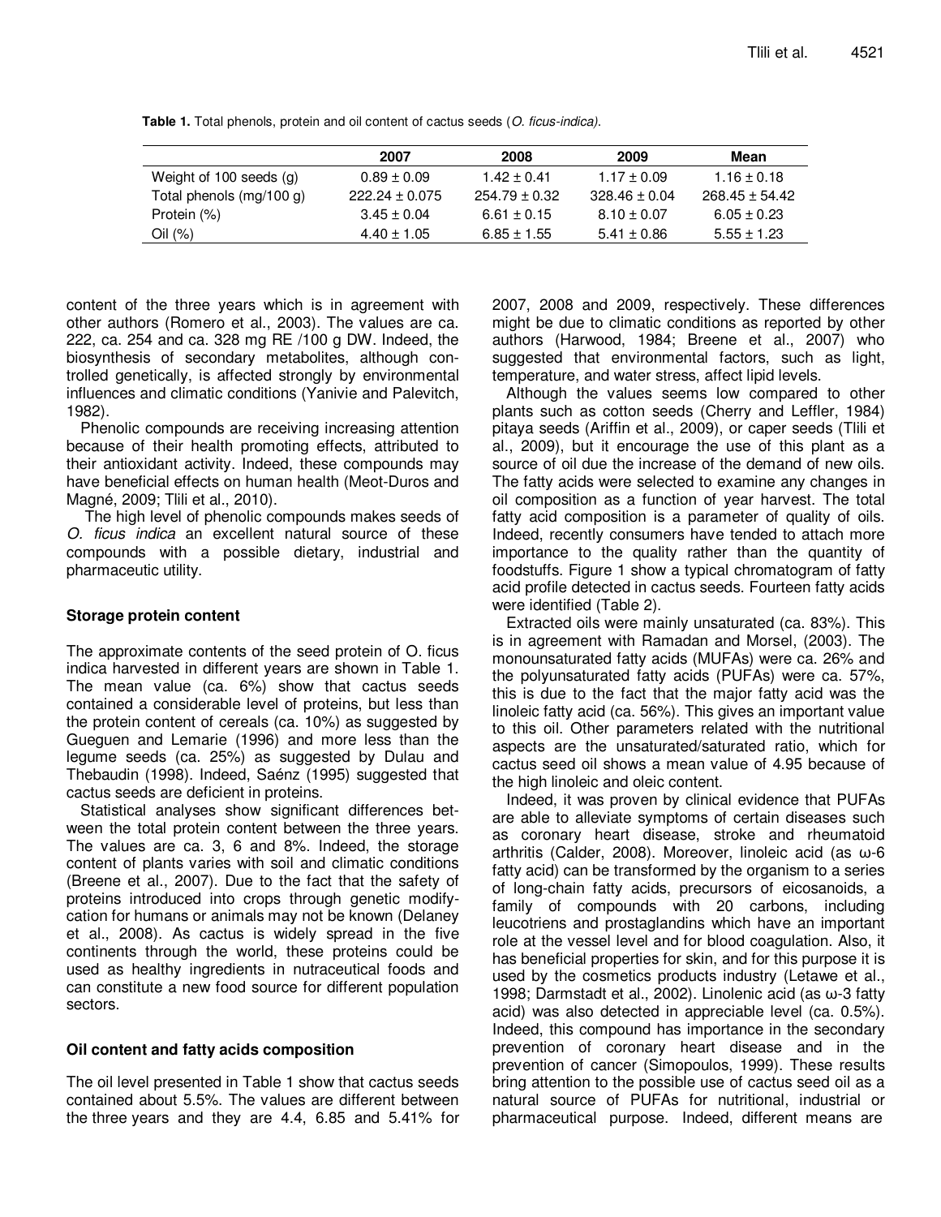**Table 1.** Total phenols, protein and oil content of cactus seeds (*O. ficus-indica*).

| | 2007 | 2008 | 2009 | Mean |
|---|---|---|---|---|
| Weight of 100 seeds (g) | 0.89 ± 0.09 | 1.42 ± 0.41 | 1.17 ± 0.09 | 1.16 ± 0.18 |
| Total phenols (mg/100 g) | 222.24 ± 0.075 | 254.79 ± 0.32 | 328.46 ± 0.04 | 268.45 ± 54.42 |
| Protein (%) | 3.45 ± 0.04 | 6.61 ± 0.15 | 8.10 ± 0.07 | 6.05 ± 0.23 |
| Oil (%) | 4.40 ± 1.05 | 6.85 ± 1.55 | 5.41 ± 0.86 | 5.55 ± 1.23 |

content of the three years which is in agreement with other authors (Romero et al., 2003). The values are ca. 222, ca. 254 and ca. 328 mg RE /100 g DW. Indeed, the biosynthesis of secondary metabolites, although controlled genetically, is affected strongly by environmental influences and climatic conditions (Yanivie and Palevitch, 1982).

Phenolic compounds are receiving increasing attention because of their health promoting effects, attributed to their antioxidant activity. Indeed, these compounds may have beneficial effects on human health (Meot-Duros and Magné, 2009; Tlili et al., 2010).

The high level of phenolic compounds makes seeds of *O. ficus indica* an excellent natural source of these compounds with a possible dietary, industrial and pharmaceutic utility.

## Storage protein content

The approximate contents of the seed protein of O. ficus indica harvested in different years are shown in Table 1. The mean value (ca. 6%) show that cactus seeds contained a considerable level of proteins, but less than the protein content of cereals (ca. 10%) as suggested by Gueguen and Lemarie (1996) and more less than the legume seeds (ca. 25%) as suggested by Dulau and Thebaudin (1998). Indeed, Saénz (1995) suggested that cactus seeds are deficient in proteins.

Statistical analyses show significant differences between the total protein content between the three years. The values are ca. 3, 6 and 8%. Indeed, the storage content of plants varies with soil and climatic conditions (Breene et al., 2007). Due to the fact that the safety of proteins introduced into crops through genetic modifycation for humans or animals may not be known (Delaney et al., 2008). As cactus is widely spread in the five continents through the world, these proteins could be used as healthy ingredients in nutraceutical foods and can constitute a new food source for different population sectors.

## Oil content and fatty acids composition

The oil level presented in Table 1 show that cactus seeds contained about 5.5%. The values are different between the three years and they are 4.4, 6.85 and 5.41% for 2007, 2008 and 2009, respectively. These differences might be due to climatic conditions as reported by other authors (Harwood, 1984; Breene et al., 2007) who suggested that environmental factors, such as light, temperature, and water stress, affect lipid levels.

Although the values seems low compared to other plants such as cotton seeds (Cherry and Leffler, 1984) pitaya seeds (Ariffin et al., 2009), or caper seeds (Tlili et al., 2009), but it encourage the use of this plant as a source of oil due the increase of the demand of new oils. The fatty acids were selected to examine any changes in oil composition as a function of year harvest. The total fatty acid composition is a parameter of quality of oils. Indeed, recently consumers have tended to attach more importance to the quality rather than the quantity of foodstuffs. Figure 1 show a typical chromatogram of fatty acid profile detected in cactus seeds. Fourteen fatty acids were identified (Table 2).

Extracted oils were mainly unsaturated (ca. 83%). This is in agreement with Ramadan and Morsel, (2003). The monounsaturated fatty acids (MUFAs) were ca. 26% and the polyunsaturated fatty acids (PUFAs) were ca. 57%, this is due to the fact that the major fatty acid was the linoleic fatty acid (ca. 56%). This gives an important value to this oil. Other parameters related with the nutritional aspects are the unsaturated/saturated ratio, which for cactus seed oil shows a mean value of 4.95 because of the high linoleic and oleic content.

Indeed, it was proven by clinical evidence that PUFAs are able to alleviate symptoms of certain diseases such as coronary heart disease, stroke and rheumatoid arthritis (Calder, 2008). Moreover, linoleic acid (as ω-6 fatty acid) can be transformed by the organism to a series of long-chain fatty acids, precursors of eicosanoids, a family of compounds with 20 carbons, including leucotriens and prostaglandins which have an important role at the vessel level and for blood coagulation. Also, it has beneficial properties for skin, and for this purpose it is used by the cosmetics products industry (Letawe et al., 1998; Darmstadt et al., 2002). Linolenic acid (as ω-3 fatty acid) was also detected in appreciable level (ca. 0.5%). Indeed, this compound has importance in the secondary prevention of coronary heart disease and in the prevention of cancer (Simopoulos, 1999). These results bring attention to the possible use of cactus seed oil as a natural source of PUFAs for nutritional, industrial or pharmaceutical purpose. Indeed, different means are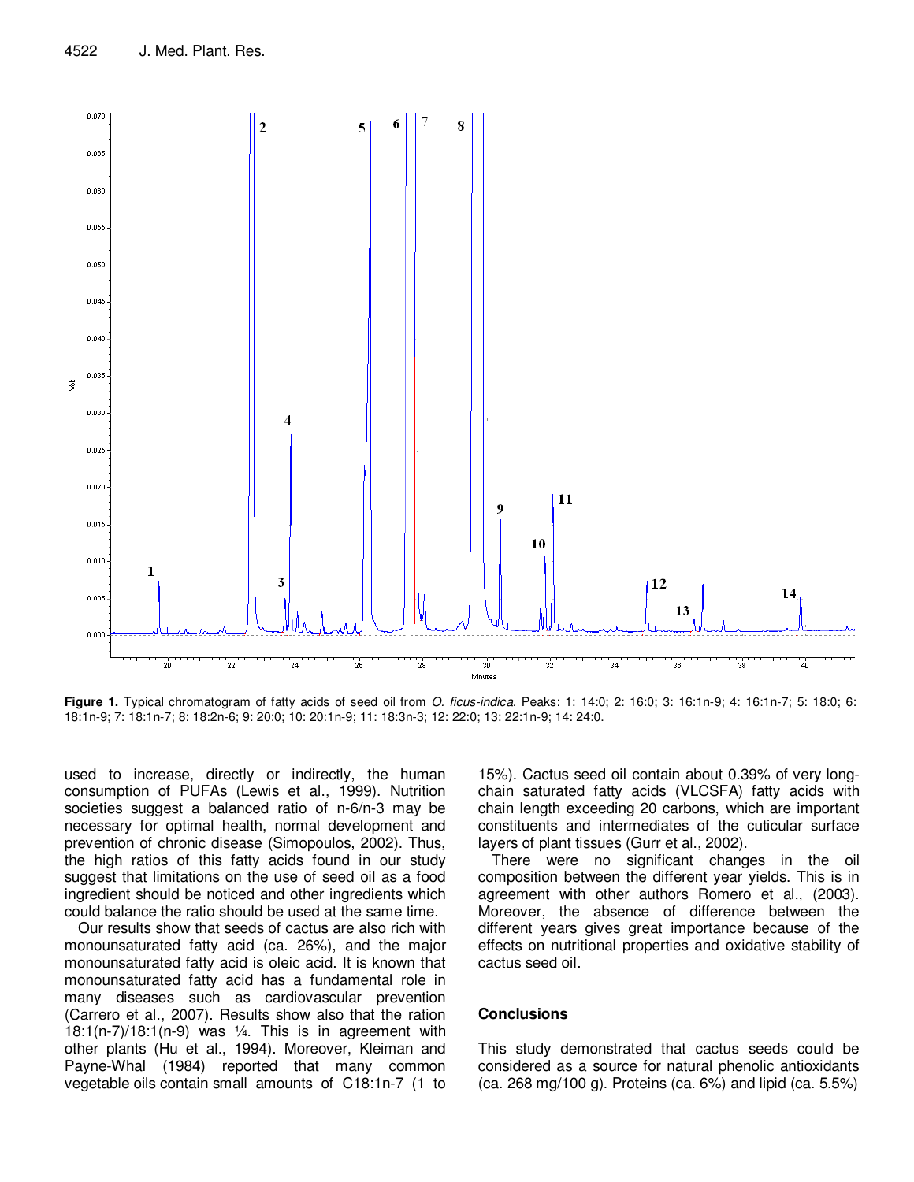**Figure 1.** Typical chromatogram of fatty acids of seed oil from *O. ficus-indica*. Peaks: 1: 14:0; 2: 16:0; 3: 16:1n-9; 4: 16:1n-7; 5: 18:0; 6: 18:1n-9; 7: 18:1n-7; 8: 18:2n-6; 9: 20:0; 10: 20:1n-9; 11: 18:3n-3; 12: 22:0; 13: 22:1n-9; 14: 24:0.

used to increase, directly or indirectly, the human consumption of PUFAs (Lewis et al., 1999). Nutrition societies suggest a balanced ratio of n-6/n-3 may be necessary for optimal health, normal development and prevention of chronic disease (Simopoulos, 2002). Thus, the high ratios of this fatty acids found in our study suggest that limitations on the use of seed oil as a food ingredient should be noticed and other ingredients which could balance the ratio should be used at the same time.

Our results show that seeds of cactus are also rich with monounsaturated fatty acid (ca. 26%), and the major monounsaturated fatty acid is oleic acid. It is known that monounsaturated fatty acid has a fundamental role in many diseases such as cardiovascular prevention (Carrero et al., 2007). Results show also that the ration 18:1(n-7)/18:1(n-9) was ¼. This is in agreement with other plants (Hu et al., 1994). Moreover, Kleiman and Payne-Whal (1984) reported that many common vegetable oils contain small amounts of C18:1n-7 (1 to 15%). Cactus seed oil contain about 0.39% of very long-chain saturated fatty acids (VLCSFA) fatty acids with chain length exceeding 20 carbons, which are important constituents and intermediates of the cuticular surface layers of plant tissues (Gurr et al., 2002).

There were no significant changes in the oil composition between the different year yields. This is in agreement with other authors Romero et al., (2003). Moreover, the absence of difference between the different years gives great importance because of the effects on nutritional properties and oxidative stability of cactus seed oil.

## Conclusions

This study demonstrated that cactus seeds could be considered as a source for natural phenolic antioxidants (ca. 268 mg/100 g). Proteins (ca. 6%) and lipid (ca. 5.5%)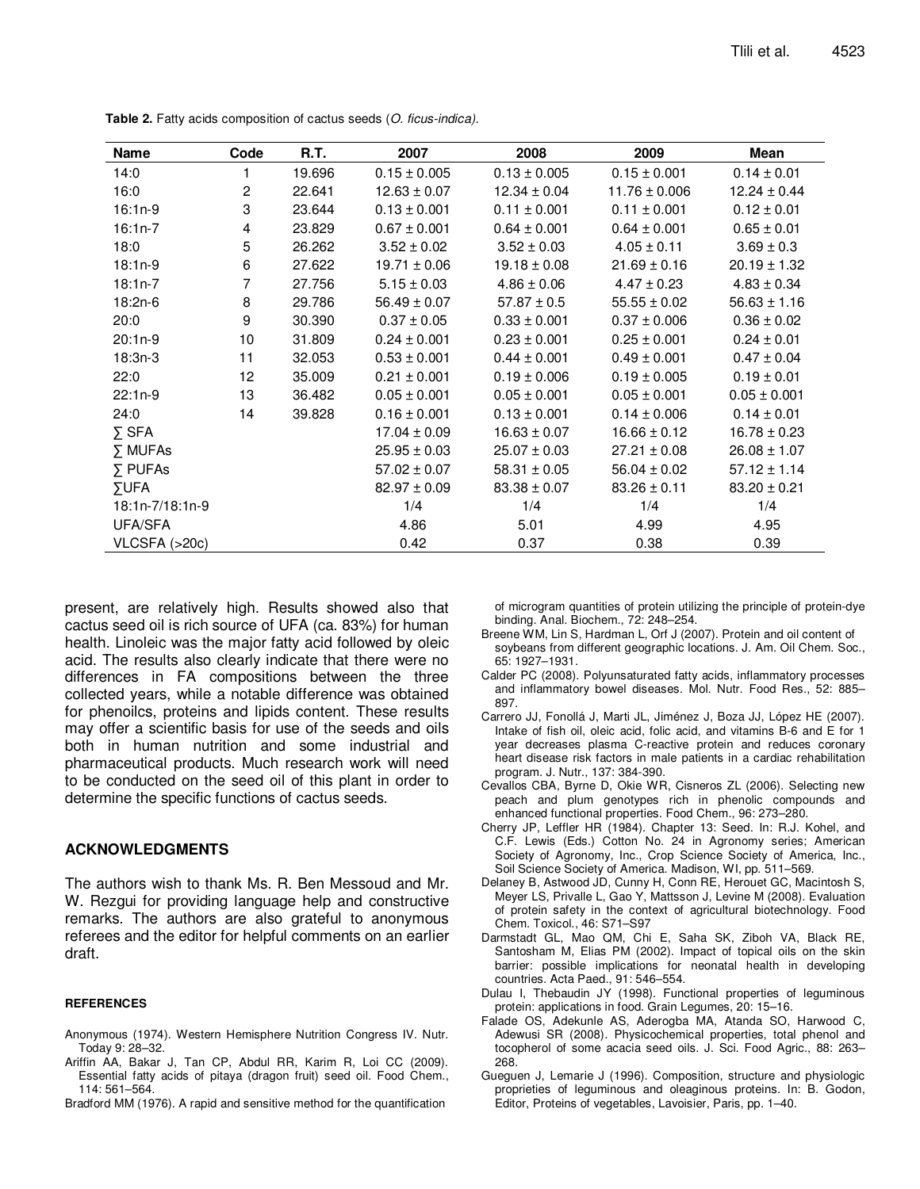**Table 2.** Fatty acids composition of cactus seeds (*O. ficus-indica*).

| Name | Code | R.T. | 2007 | 2008 | 2009 | Mean |
|---|---|---|---|---|---|---|
| 14:0 | 1 | 19.696 | 0.15 ± 0.005 | 0.13 ± 0.005 | 0.15 ± 0.001 | 0.14 ± 0.01 |
| 16:0 | 2 | 22.641 | 12.63 ± 0.07 | 12.34 ± 0.04 | 11.76 ± 0.006 | 12.24 ± 0.44 |
| 16:1n-9 | 3 | 23.644 | 0.13 ± 0.001 | 0.11 ± 0.001 | 0.11 ± 0.001 | 0.12 ± 0.01 |
| 16:1n-7 | 4 | 23.829 | 0.67 ± 0.001 | 0.64 ± 0.001 | 0.64 ± 0.001 | 0.65 ± 0.01 |
| 18:0 | 5 | 26.262 | 3.52 ± 0.02 | 3.52 ± 0.03 | 4.05 ± 0.11 | 3.69 ± 0.3 |
| 18:1n-9 | 6 | 27.622 | 19.71 ± 0.06 | 19.18 ± 0.08 | 21.69 ± 0.16 | 20.19 ± 1.32 |
| 18:1n-7 | 7 | 27.756 | 5.15 ± 0.03 | 4.86 ± 0.06 | 4.47 ± 0.23 | 4.83 ± 0.34 |
| 18:2n-6 | 8 | 29.786 | 56.49 ± 0.07 | 57.87 ± 0.5 | 55.55 ± 0.02 | 56.63 ± 1.16 |
| 20:0 | 9 | 30.390 | 0.37 ± 0.05 | 0.33 ± 0.001 | 0.37 ± 0.006 | 0.36 ± 0.02 |
| 20:1n-9 | 10 | 31.809 | 0.24 ± 0.001 | 0.23 ± 0.001 | 0.25 ± 0.001 | 0.24 ± 0.01 |
| 18:3n-3 | 11 | 32.053 | 0.53 ± 0.001 | 0.44 ± 0.001 | 0.49 ± 0.001 | 0.47 ± 0.04 |
| 22:0 | 12 | 35.009 | 0.21 ± 0.001 | 0.19 ± 0.006 | 0.19 ± 0.005 | 0.19 ± 0.01 |
| 22:1n-9 | 13 | 36.482 | 0.05 ± 0.001 | 0.05 ± 0.001 | 0.05 ± 0.001 | 0.05 ± 0.001 |
| 24:0 | 14 | 39.828 | 0.16 ± 0.001 | 0.13 ± 0.001 | 0.14 ± 0.006 | 0.14 ± 0.01 |
| ∑ SFA | | | 17.04 ± 0.09 | 16.63 ± 0.07 | 16.66 ± 0.12 | 16.78 ± 0.23 |
| ∑ MUFAs | | | 25.95 ± 0.03 | 25.07 ± 0.03 | 27.21 ± 0.08 | 26.08 ± 1.07 |
| ∑ PUFAs | | | 57.02 ± 0.07 | 58.31 ± 0.05 | 56.04 ± 0.02 | 57.12 ± 1.14 |
| ∑UFA | | | 82.97 ± 0.09 | 83.38 ± 0.07 | 83.26 ± 0.11 | 83.20 ± 0.21 |
| 18:1n-7/18:1n-9 | | | 1/4 | 1/4 | 1/4 | 1/4 |
| UFA/SFA | | | 4.86 | 5.01 | 4.99 | 4.95 |
| VLCSFA (>20c) | | | 0.42 | 0.37 | 0.38 | 0.39 |

present, are relatively high. Results showed also that cactus seed oil is rich source of UFA (ca. 83%) for human health. Linoleic was the major fatty acid followed by oleic acid. The results also clearly indicate that there were no differences in FA compositions between the three collected years, while a notable difference was obtained for phenoilcs, proteins and lipids content. These results may offer a scientific basis for use of the seeds and oils both in human nutrition and some industrial and pharmaceutical products. Much research work will need to be conducted on the seed oil of this plant in order to determine the specific functions of cactus seeds.

## ACKNOWLEDGMENTS

The authors wish to thank Ms. R. Ben Messoud and Mr. W. Rezgui for providing language help and constructive remarks. The authors are also grateful to anonymous referees and the editor for helpful comments on an earlier draft.

### REFERENCES

Anonymous (1974). Western Hemisphere Nutrition Congress IV. Nutr. Today 9: 28–32.

Ariffin AA, Bakar J, Tan CP, Abdul RR, Karim R, Loi CC (2009). Essential fatty acids of pitaya (dragon fruit) seed oil. Food Chem., 114: 561–564.

Bradford MM (1976). A rapid and sensitive method for the quantification of microgram quantities of protein utilizing the principle of protein-dye binding. Anal. Biochem., 72: 248–254.

Breene WM, Lin S, Hardman L, Orf J (2007). Protein and oil content of soybeans from different geographic locations. J. Am. Oil Chem. Soc., 65: 1927–1931.

Calder PC (2008). Polyunsaturated fatty acids, inflammatory processes and inflammatory bowel diseases. Mol. Nutr. Food Res., 52: 885–897.

Carrero JJ, Fonollá J, Marti JL, Jiménez J, Boza JJ, López HE (2007). Intake of fish oil, oleic acid, folic acid, and vitamins B-6 and E for 1 year decreases plasma C-reactive protein and reduces coronary heart disease risk factors in male patients in a cardiac rehabilitation program. J. Nutr., 137: 384-390.

Cevallos CBA, Byrne D, Okie WR, Cisneros ZL (2006). Selecting new peach and plum genotypes rich in phenolic compounds and enhanced functional properties. Food Chem., 96: 273–280.

Cherry JP, Leffler HR (1984). Chapter 13: Seed. In: R.J. Kohel, and C.F. Lewis (Eds.) Cotton No. 24 in Agronomy series; American Society of Agronomy, Inc., Crop Science Society of America, Inc., Soil Science Society of America. Madison, WI, pp. 511–569.

Delaney B, Astwood JD, Cunny H, Conn RE, Herouet GC, Macintosh S, Meyer LS, Privalle L, Gao Y, Mattsson J, Levine M (2008). Evaluation of protein safety in the context of agricultural biotechnology. Food Chem. Toxicol., 46: S71–S97

Darmstadt GL, Mao QM, Chi E, Saha SK, Ziboh VA, Black RE, Santosham M, Elias PM (2002). Impact of topical oils on the skin barrier: possible implications for neonatal health in developing countries. Acta Paed., 91: 546–554.

Dulau I, Thebaudin JY (1998). Functional properties of leguminous protein: applications in food. Grain Legumes, 20: 15–16.

Falade OS, Adekunle AS, Aderogba MA, Atanda SO, Harwood C, Adewusi SR (2008). Physicochemical properties, total phenol and tocopherol of some acacia seed oils. J. Sci. Food Agric., 88: 263–268.

Gueguen J, Lemarie J (1996). Composition, structure and physiologic proprieties of leguminous and oleaginous proteins. In: B. Godon, Editor, Proteins of vegetables, Lavoisier, Paris, pp. 1–40.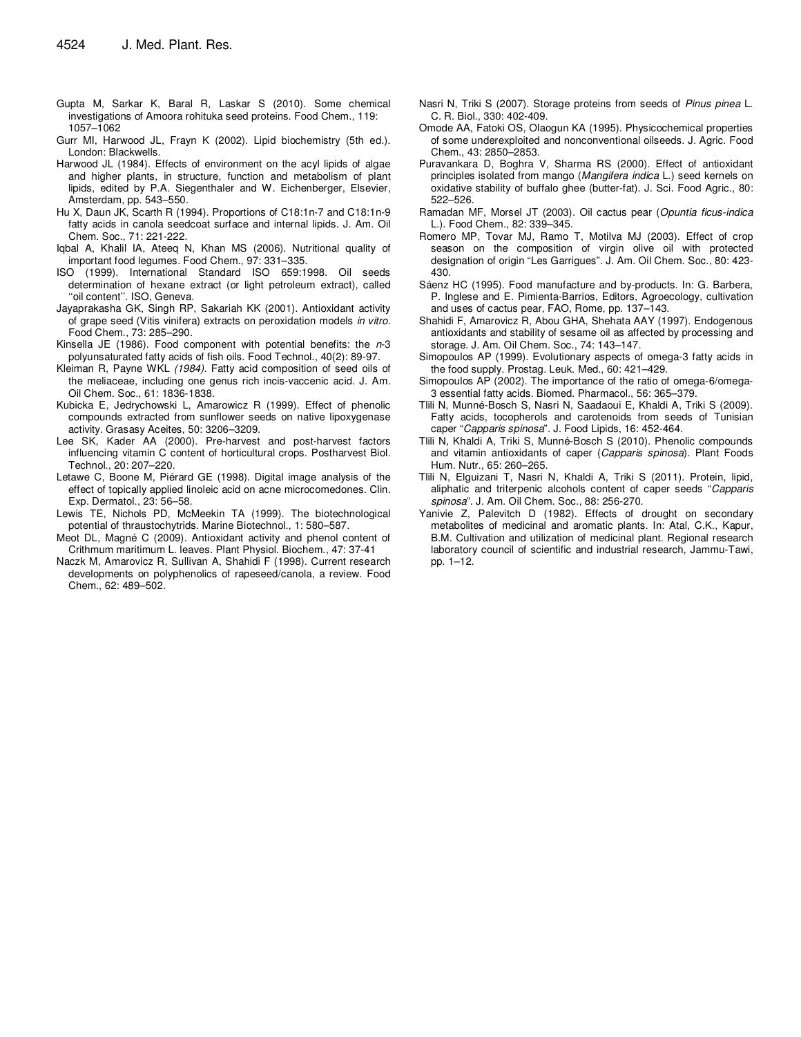Gupta M, Sarkar K, Baral R, Laskar S (2010). Some chemical investigations of Amoora rohituka seed proteins. Food Chem., 119: 1057–1062

Gurr MI, Harwood JL, Frayn K (2002). Lipid biochemistry (5th ed.). London: Blackwells.

Harwood JL (1984). Effects of environment on the acyl lipids of algae and higher plants, in structure, function and metabolism of plant lipids, edited by P.A. Siegenthaler and W. Eichenberger, Elsevier, Amsterdam, pp. 543–550.

Hu X, Daun JK, Scarth R (1994). Proportions of C18:1n-7 and C18:1n-9 fatty acids in canola seedcoat surface and internal lipids. J. Am. Oil Chem. Soc., 71: 221-222.

Iqbal A, Khalil IA, Ateeq N, Khan MS (2006). Nutritional quality of important food legumes. Food Chem., 97: 331–335.

ISO (1999). International Standard ISO 659:1998. Oil seeds determination of hexane extract (or light petroleum extract), called ''oil content''. ISO, Geneva.

Jayaprakasha GK, Singh RP, Sakariah KK (2001). Antioxidant activity of grape seed (Vitis vinifera) extracts on peroxidation models *in vitro*. Food Chem., 73: 285–290.

Kinsella JE (1986). Food component with potential benefits: the *n*-3 polyunsaturated fatty acids of fish oils. Food Technol., 40(2): 89-97.

Kleiman R, Payne WKL *(1984).* Fatty acid composition of seed oils of the meliaceae, including one genus rich incis-vaccenic acid. J. Am. Oil Chem. Soc., 61: 1836-1838.

Kubicka E, Jedrychowski L, Amarowicz R (1999). Effect of phenolic compounds extracted from sunflower seeds on native lipoxygenase activity. Grasasy Aceites, 50: 3206–3209.

Lee SK, Kader AA (2000). Pre-harvest and post-harvest factors influencing vitamin C content of horticultural crops. Postharvest Biol. Technol., 20: 207–220.

Letawe C, Boone M, Piérard GE (1998). Digital image analysis of the effect of topically applied linoleic acid on acne microcomedones. Clin. Exp. Dermatol., 23: 56–58.

Lewis TE, Nichols PD, McMeekin TA (1999). The biotechnological potential of thraustochytrids. Marine Biotechnol., 1: 580–587.

Meot DL, Magné C (2009). Antioxidant activity and phenol content of Crithmum maritimum L. leaves. Plant Physiol. Biochem., 47: 37-41

Naczk M, Amarovicz R, Sullivan A, Shahidi F (1998). Current research developments on polyphenolics of rapeseed/canola, a review. Food Chem., 62: 489–502.

Nasri N, Triki S (2007). Storage proteins from seeds of *Pinus pinea* L. C. R. Biol., 330: 402-409.

Omode AA, Fatoki OS, Olaogun KA (1995). Physicochemical properties of some underexploited and nonconventional oilseeds. J. Agric. Food Chem., 43: 2850–2853.

Puravankara D, Boghra V, Sharma RS (2000). Effect of antioxidant principles isolated from mango (*Mangifera indica* L.) seed kernels on oxidative stability of buffalo ghee (butter-fat). J. Sci. Food Agric., 80: 522–526.

Ramadan MF, Morsel JT (2003). Oil cactus pear (*Opuntia ficus-indica* L.). Food Chem., 82: 339–345.

Romero MP, Tovar MJ, Ramo T, Motilva MJ (2003). Effect of crop season on the composition of virgin olive oil with protected designation of origin "Les Garrigues". J. Am. Oil Chem. Soc., 80: 423-430.

Sáenz HC (1995). Food manufacture and by-products. In: G. Barbera, P. Inglese and E. Pimienta-Barrios, Editors, Agroecology, cultivation and uses of cactus pear, FAO, Rome, pp. 137–143.

Shahidi F, Amarovicz R, Abou GHA, Shehata AAY (1997). Endogenous antioxidants and stability of sesame oil as affected by processing and storage. J. Am. Oil Chem. Soc., 74: 143–147.

Simopoulos AP (1999). Evolutionary aspects of omega-3 fatty acids in the food supply. Prostag. Leuk. Med., 60: 421–429.

Simopoulos AP (2002). The importance of the ratio of omega-6/omega-3 essential fatty acids. Biomed. Pharmacol., 56: 365–379.

Tlili N, Munné-Bosch S, Nasri N, Saadaoui E, Khaldi A, Triki S (2009). Fatty acids, tocopherols and carotenoids from seeds of Tunisian caper "*Capparis spinosa*". J. Food Lipids, 16: 452-464.

Tlili N, Khaldi A, Triki S, Munné-Bosch S (2010). Phenolic compounds and vitamin antioxidants of caper (*Capparis spinosa*). Plant Foods Hum. Nutr., 65: 260–265.

Tlili N, Elguizani T, Nasri N, Khaldi A, Triki S (2011). Protein, lipid, aliphatic and triterpenic alcohols content of caper seeds "*Capparis spinosa*". J. Am. Oil Chem. Soc., 88: 256-270.

Yanivie Z, Palevitch D (1982). Effects of drought on secondary metabolites of medicinal and aromatic plants. In: Atal, C.K., Kapur, B.M. Cultivation and utilization of medicinal plant. Regional research laboratory council of scientific and industrial research, Jammu-Tawi, pp. 1–12.